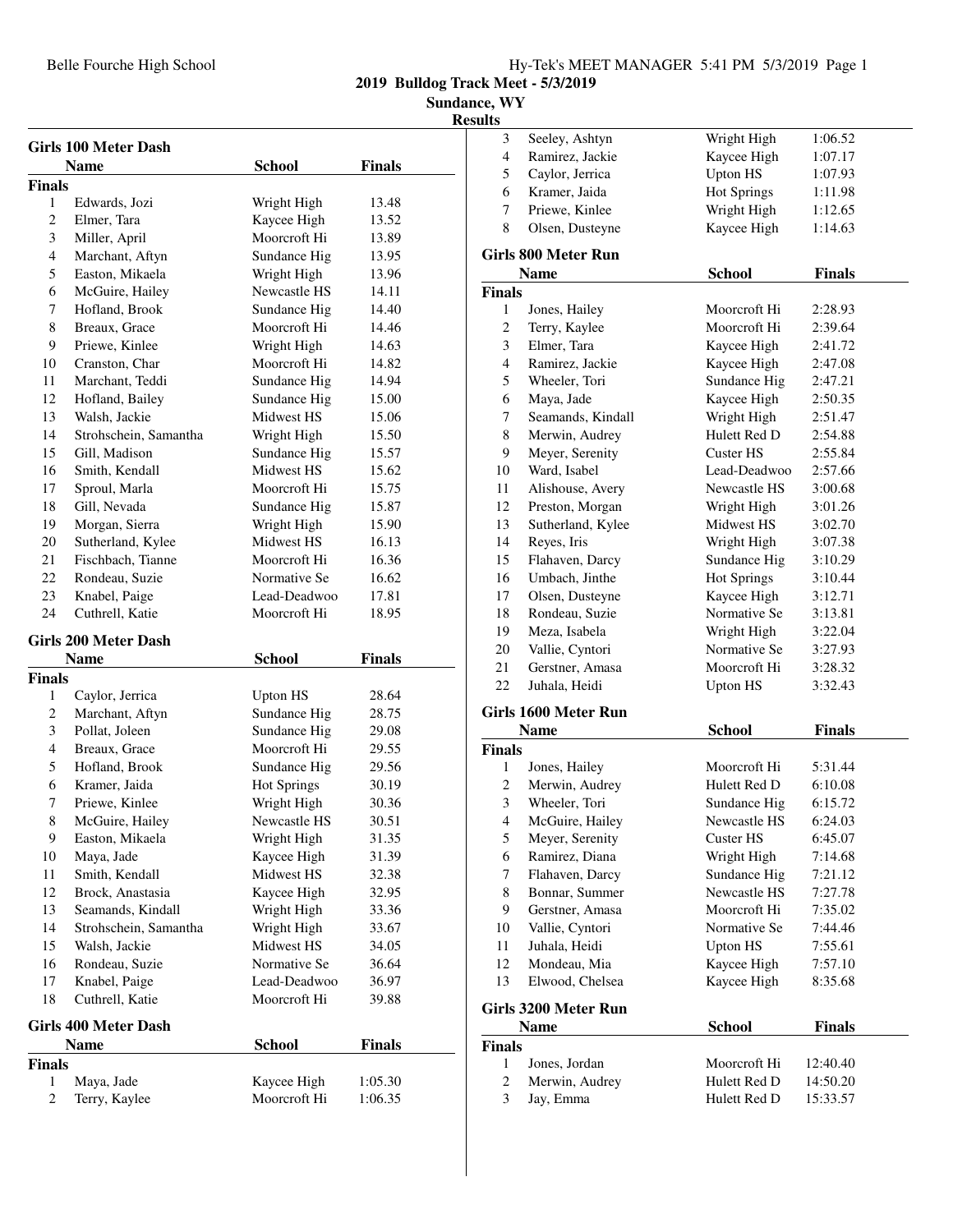**2019 Bulldog Track Meet - 5/3/2019**

**Sundance, WY**

**Results**

## Girls 100 Meter Dash

| | Name | School | Finals |
|---|---|---|---|
| **Finals** | | | |
| 1 | Edwards, Jozi | Wright High | 13.48 |
| 2 | Elmer, Tara | Kaycee High | 13.52 |
| 3 | Miller, April | Moorcroft Hi | 13.89 |
| 4 | Marchant, Aftyn | Sundance Hig | 13.95 |
| 5 | Easton, Mikaela | Wright High | 13.96 |
| 6 | McGuire, Hailey | Newcastle HS | 14.11 |
| 7 | Hofland, Brook | Sundance Hig | 14.40 |
| 8 | Breaux, Grace | Moorcroft Hi | 14.46 |
| 9 | Priewe, Kinlee | Wright High | 14.63 |
| 10 | Cranston, Char | Moorcroft Hi | 14.82 |
| 11 | Marchant, Teddi | Sundance Hig | 14.94 |
| 12 | Hofland, Bailey | Sundance Hig | 15.00 |
| 13 | Walsh, Jackie | Midwest HS | 15.06 |
| 14 | Strohschein, Samantha | Wright High | 15.50 |
| 15 | Gill, Madison | Sundance Hig | 15.57 |
| 16 | Smith, Kendall | Midwest HS | 15.62 |
| 17 | Sproul, Marla | Moorcroft Hi | 15.75 |
| 18 | Gill, Nevada | Sundance Hig | 15.87 |
| 19 | Morgan, Sierra | Wright High | 15.90 |
| 20 | Sutherland, Kylee | Midwest HS | 16.13 |
| 21 | Fischbach, Tianne | Moorcroft Hi | 16.36 |
| 22 | Rondeau, Suzie | Normative Se | 16.62 |
| 23 | Knabel, Paige | Lead-Deadwoo | 17.81 |
| 24 | Cuthrell, Katie | Moorcroft Hi | 18.95 |

## Girls 200 Meter Dash

| | Name | School | Finals |
|---|---|---|---|
| **Finals** | | | |
| 1 | Caylor, Jerrica | Upton HS | 28.64 |
| 2 | Marchant, Aftyn | Sundance Hig | 28.75 |
| 3 | Pollat, Joleen | Sundance Hig | 29.08 |
| 4 | Breaux, Grace | Moorcroft Hi | 29.55 |
| 5 | Hofland, Brook | Sundance Hig | 29.56 |
| 6 | Kramer, Jaida | Hot Springs | 30.19 |
| 7 | Priewe, Kinlee | Wright High | 30.36 |
| 8 | McGuire, Hailey | Newcastle HS | 30.51 |
| 9 | Easton, Mikaela | Wright High | 31.35 |
| 10 | Maya, Jade | Kaycee High | 31.39 |
| 11 | Smith, Kendall | Midwest HS | 32.38 |
| 12 | Brock, Anastasia | Kaycee High | 32.95 |
| 13 | Seamands, Kindall | Wright High | 33.36 |
| 14 | Strohschein, Samantha | Wright High | 33.67 |
| 15 | Walsh, Jackie | Midwest HS | 34.05 |
| 16 | Rondeau, Suzie | Normative Se | 36.64 |
| 17 | Knabel, Paige | Lead-Deadwoo | 36.97 |
| 18 | Cuthrell, Katie | Moorcroft Hi | 39.88 |

## Girls 400 Meter Dash

| | Name | School | Finals |
|---|---|---|---|
| **Finals** | | | |
| 1 | Maya, Jade | Kaycee High | 1:05.30 |
| 2 | Terry, Kaylee | Moorcroft Hi | 1:06.35 |
| 3 | Seeley, Ashtyn | Wright High | 1:06.52 |
| 4 | Ramirez, Jackie | Kaycee High | 1:07.17 |
| 5 | Caylor, Jerrica | Upton HS | 1:07.93 |
| 6 | Kramer, Jaida | Hot Springs | 1:11.98 |
| 7 | Priewe, Kinlee | Wright High | 1:12.65 |
| 8 | Olsen, Dusteyne | Kaycee High | 1:14.63 |

## Girls 800 Meter Run

| | Name | School | Finals |
|---|---|---|---|
| **Finals** | | | |
| 1 | Jones, Hailey | Moorcroft Hi | 2:28.93 |
| 2 | Terry, Kaylee | Moorcroft Hi | 2:39.64 |
| 3 | Elmer, Tara | Kaycee High | 2:41.72 |
| 4 | Ramirez, Jackie | Kaycee High | 2:47.08 |
| 5 | Wheeler, Tori | Sundance Hig | 2:47.21 |
| 6 | Maya, Jade | Kaycee High | 2:50.35 |
| 7 | Seamands, Kindall | Wright High | 2:51.47 |
| 8 | Merwin, Audrey | Hulett Red D | 2:54.88 |
| 9 | Meyer, Serenity | Custer HS | 2:55.84 |
| 10 | Ward, Isabel | Lead-Deadwoo | 2:57.66 |
| 11 | Alishouse, Avery | Newcastle HS | 3:00.68 |
| 12 | Preston, Morgan | Wright High | 3:01.26 |
| 13 | Sutherland, Kylee | Midwest HS | 3:02.70 |
| 14 | Reyes, Iris | Wright High | 3:07.38 |
| 15 | Flahaven, Darcy | Sundance Hig | 3:10.29 |
| 16 | Umbach, Jinthe | Hot Springs | 3:10.44 |
| 17 | Olsen, Dusteyne | Kaycee High | 3:12.71 |
| 18 | Rondeau, Suzie | Normative Se | 3:13.81 |
| 19 | Meza, Isabela | Wright High | 3:22.04 |
| 20 | Vallie, Cyntori | Normative Se | 3:27.93 |
| 21 | Gerstner, Amasa | Moorcroft Hi | 3:28.32 |
| 22 | Juhala, Heidi | Upton HS | 3:32.43 |

## Girls 1600 Meter Run

| | Name | School | Finals |
|---|---|---|---|
| **Finals** | | | |
| 1 | Jones, Hailey | Moorcroft Hi | 5:31.44 |
| 2 | Merwin, Audrey | Hulett Red D | 6:10.08 |
| 3 | Wheeler, Tori | Sundance Hig | 6:15.72 |
| 4 | McGuire, Hailey | Newcastle HS | 6:24.03 |
| 5 | Meyer, Serenity | Custer HS | 6:45.07 |
| 6 | Ramirez, Diana | Wright High | 7:14.68 |
| 7 | Flahaven, Darcy | Sundance Hig | 7:21.12 |
| 8 | Bonnar, Summer | Newcastle HS | 7:27.78 |
| 9 | Gerstner, Amasa | Moorcroft Hi | 7:35.02 |
| 10 | Vallie, Cyntori | Normative Se | 7:44.46 |
| 11 | Juhala, Heidi | Upton HS | 7:55.61 |
| 12 | Mondeau, Mia | Kaycee High | 7:57.10 |
| 13 | Elwood, Chelsea | Kaycee High | 8:35.68 |

## Girls 3200 Meter Run

| | Name | School | Finals |
|---|---|---|---|
| **Finals** | | | |
| 1 | Jones, Jordan | Moorcroft Hi | 12:40.40 |
| 2 | Merwin, Audrey | Hulett Red D | 14:50.20 |
| 3 | Jay, Emma | Hulett Red D | 15:33.57 |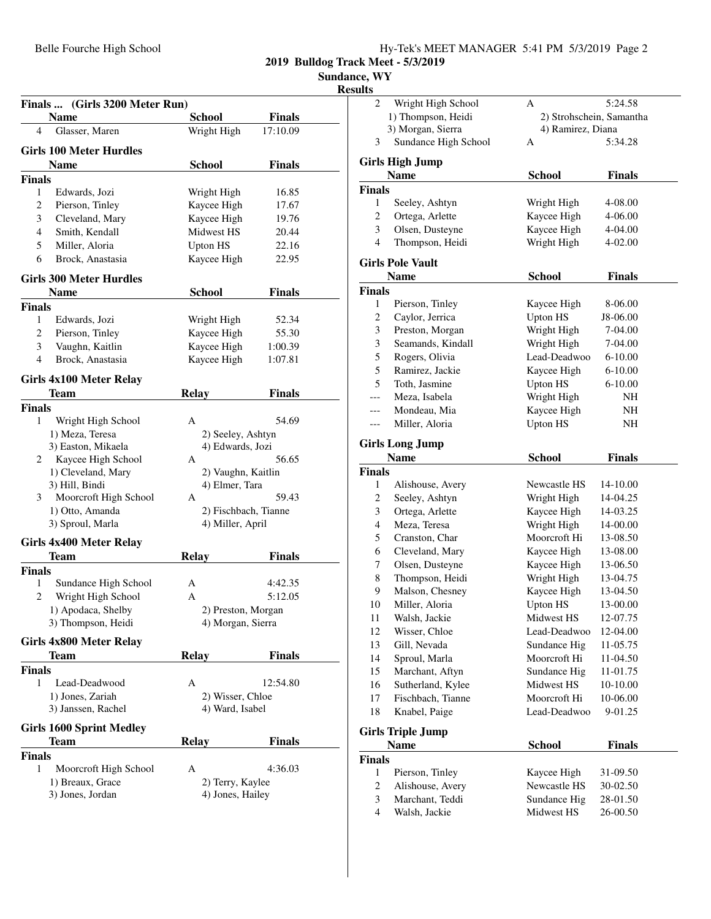## Finals ... (Girls 3200 Meter Run)

| | Name | School | Finals |
|---|---|---|---|
| 4 | Glasser, Maren | Wright High | 17:10.09 |

## Girls 100 Meter Hurdles

| | Name | School | Finals |
|---|---|---|---|
| **Finals** | | | |
| 1 | Edwards, Jozi | Wright High | 16.85 |
| 2 | Pierson, Tinley | Kaycee High | 17.67 |
| 3 | Cleveland, Mary | Kaycee High | 19.76 |
| 4 | Smith, Kendall | Midwest HS | 20.44 |
| 5 | Miller, Aloria | Upton HS | 22.16 |
| 6 | Brock, Anastasia | Kaycee High | 22.95 |

## Girls 300 Meter Hurdles

| | Name | School | Finals |
|---|---|---|---|
| **Finals** | | | |
| 1 | Edwards, Jozi | Wright High | 52.34 |
| 2 | Pierson, Tinley | Kaycee High | 55.30 |
| 3 | Vaughn, Kaitlin | Kaycee High | 1:00.39 |
| 4 | Brock, Anastasia | Kaycee High | 1:07.81 |

## Girls 4x100 Meter Relay

| | Team | Relay | Finals |
|---|---|---|---|
| **Finals** | | | |
| 1 | Wright High School | A | 54.69 |
| | 1) Meza, Teresa | 2) Seeley, Ashtyn | |
| | 3) Easton, Mikaela | 4) Edwards, Jozi | |
| 2 | Kaycee High School | A | 56.65 |
| | 1) Cleveland, Mary | 2) Vaughn, Kaitlin | |
| | 3) Hill, Bindi | 4) Elmer, Tara | |
| 3 | Moorcroft High School | A | 59.43 |
| | 1) Otto, Amanda | 2) Fischbach, Tianne | |
| | 3) Sproul, Marla | 4) Miller, April | |

## Girls 4x400 Meter Relay

| | Team | Relay | Finals |
|---|---|---|---|
| **Finals** | | | |
| 1 | Sundance High School | A | 4:42.35 |
| 2 | Wright High School | A | 5:12.05 |
| | 1) Apodaca, Shelby | 2) Preston, Morgan | |
| | 3) Thompson, Heidi | 4) Morgan, Sierra | |

## Girls 4x800 Meter Relay

| | Team | Relay | Finals |
|---|---|---|---|
| **Finals** | | | |
| 1 | Lead-Deadwood | A | 12:54.80 |
| | 1) Jones, Zariah | 2) Wisser, Chloe | |
| | 3) Janssen, Rachel | 4) Ward, Isabel | |

## Girls 1600 Sprint Medley

| | Team | Relay | Finals |
|---|---|---|---|
| **Finals** | | | |
| 1 | Moorcroft High School | A | 4:36.03 |
| | 1) Breaux, Grace | 2) Terry, Kaylee | |
| | 3) Jones, Jordan | 4) Jones, Hailey | |
| 2 | Wright High School | A | 5:24.58 |
| | 1) Thompson, Heidi | 2) Strohschein, Samantha | |
| | 3) Morgan, Sierra | 4) Ramirez, Diana | |
| 3 | Sundance High School | A | 5:34.28 |

## Girls High Jump

| | Name | School | Finals |
|---|---|---|---|
| **Finals** | | | |
| 1 | Seeley, Ashtyn | Wright High | 4-08.00 |
| 2 | Ortega, Arlette | Kaycee High | 4-06.00 |
| 3 | Olsen, Dusteyne | Kaycee High | 4-04.00 |
| 4 | Thompson, Heidi | Wright High | 4-02.00 |

## Girls Pole Vault

| | Name | School | Finals |
|---|---|---|---|
| **Finals** | | | |
| 1 | Pierson, Tinley | Kaycee High | 8-06.00 |
| 2 | Caylor, Jerrica | Upton HS | J8-06.00 |
| 3 | Preston, Morgan | Wright High | 7-04.00 |
| 3 | Seamands, Kindall | Wright High | 7-04.00 |
| 5 | Rogers, Olivia | Lead-Deadwoo | 6-10.00 |
| 5 | Ramirez, Jackie | Kaycee High | 6-10.00 |
| 5 | Toth, Jasmine | Upton HS | 6-10.00 |
| --- | Meza, Isabela | Wright High | NH |
| --- | Mondeau, Mia | Kaycee High | NH |
| --- | Miller, Aloria | Upton HS | NH |

## Girls Long Jump

| | Name | School | Finals |
|---|---|---|---|
| **Finals** | | | |
| 1 | Alishouse, Avery | Newcastle HS | 14-10.00 |
| 2 | Seeley, Ashtyn | Wright High | 14-04.25 |
| 3 | Ortega, Arlette | Kaycee High | 14-03.25 |
| 4 | Meza, Teresa | Wright High | 14-00.00 |
| 5 | Cranston, Char | Moorcroft Hi | 13-08.50 |
| 6 | Cleveland, Mary | Kaycee High | 13-08.00 |
| 7 | Olsen, Dusteyne | Kaycee High | 13-06.50 |
| 8 | Thompson, Heidi | Wright High | 13-04.75 |
| 9 | Malson, Chesney | Kaycee High | 13-04.50 |
| 10 | Miller, Aloria | Upton HS | 13-00.00 |
| 11 | Walsh, Jackie | Midwest HS | 12-07.75 |
| 12 | Wisser, Chloe | Lead-Deadwoo | 12-04.00 |
| 13 | Gill, Nevada | Sundance Hig | 11-05.75 |
| 14 | Sproul, Marla | Moorcroft Hi | 11-04.50 |
| 15 | Marchant, Aftyn | Sundance Hig | 11-01.75 |
| 16 | Sutherland, Kylee | Midwest HS | 10-10.00 |
| 17 | Fischbach, Tianne | Moorcroft Hi | 10-06.00 |
| 18 | Knabel, Paige | Lead-Deadwoo | 9-01.25 |

## Girls Triple Jump

| | Name | School | Finals |
|---|---|---|---|
| **Finals** | | | |
| 1 | Pierson, Tinley | Kaycee High | 31-09.50 |
| 2 | Alishouse, Avery | Newcastle HS | 30-02.50 |
| 3 | Marchant, Teddi | Sundance Hig | 28-01.50 |
| 4 | Walsh, Jackie | Midwest HS | 26-00.50 |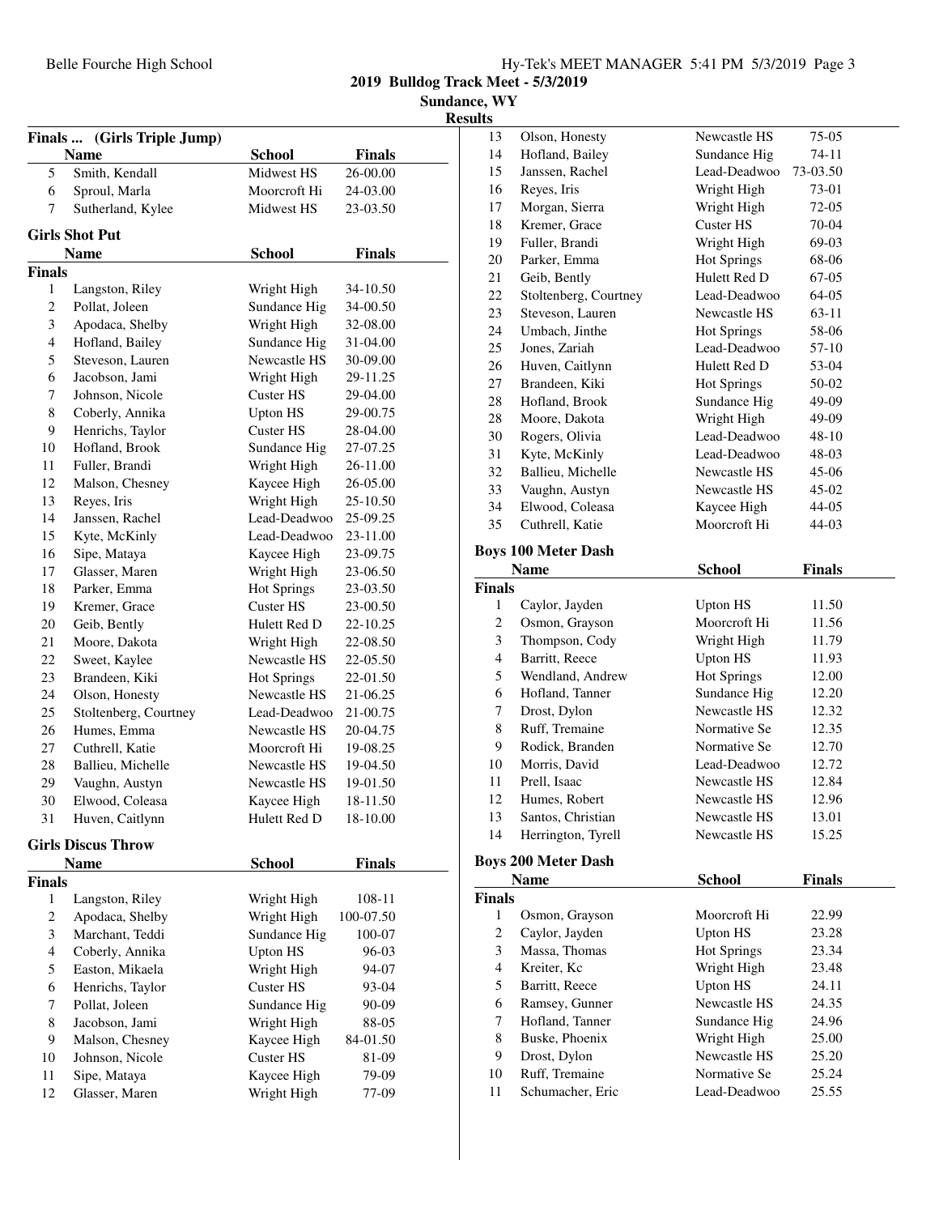## Finals ... (Girls Triple Jump)

| | Name | School | Finals |
|---|---|---|---|
| 5 | Smith, Kendall | Midwest HS | 26-00.00 |
| 6 | Sproul, Marla | Moorcroft Hi | 24-03.00 |
| 7 | Sutherland, Kylee | Midwest HS | 23-03.50 |

## Girls Shot Put

| | Name | School | Finals |
|---|---|---|---|
| **Finals** | | | |
| 1 | Langston, Riley | Wright High | 34-10.50 |
| 2 | Pollat, Joleen | Sundance Hig | 34-00.50 |
| 3 | Apodaca, Shelby | Wright High | 32-08.00 |
| 4 | Hofland, Bailey | Sundance Hig | 31-04.00 |
| 5 | Steveson, Lauren | Newcastle HS | 30-09.00 |
| 6 | Jacobson, Jami | Wright High | 29-11.25 |
| 7 | Johnson, Nicole | Custer HS | 29-04.00 |
| 8 | Coberly, Annika | Upton HS | 29-00.75 |
| 9 | Henrichs, Taylor | Custer HS | 28-04.00 |
| 10 | Hofland, Brook | Sundance Hig | 27-07.25 |
| 11 | Fuller, Brandi | Wright High | 26-11.00 |
| 12 | Malson, Chesney | Kaycee High | 26-05.00 |
| 13 | Reyes, Iris | Wright High | 25-10.50 |
| 14 | Janssen, Rachel | Lead-Deadwoo | 25-09.25 |
| 15 | Kyte, McKinly | Lead-Deadwoo | 23-11.00 |
| 16 | Sipe, Mataya | Kaycee High | 23-09.75 |
| 17 | Glasser, Maren | Wright High | 23-06.50 |
| 18 | Parker, Emma | Hot Springs | 23-03.50 |
| 19 | Kremer, Grace | Custer HS | 23-00.50 |
| 20 | Geib, Bently | Hulett Red D | 22-10.25 |
| 21 | Moore, Dakota | Wright High | 22-08.50 |
| 22 | Sweet, Kaylee | Newcastle HS | 22-05.50 |
| 23 | Brandeen, Kiki | Hot Springs | 22-01.50 |
| 24 | Olson, Honesty | Newcastle HS | 21-06.25 |
| 25 | Stoltenberg, Courtney | Lead-Deadwoo | 21-00.75 |
| 26 | Humes, Emma | Newcastle HS | 20-04.75 |
| 27 | Cuthrell, Katie | Moorcroft Hi | 19-08.25 |
| 28 | Ballieu, Michelle | Newcastle HS | 19-04.50 |
| 29 | Vaughn, Austyn | Newcastle HS | 19-01.50 |
| 30 | Elwood, Coleasa | Kaycee High | 18-11.50 |
| 31 | Huven, Caitlynn | Hulett Red D | 18-10.00 |

## Girls Discus Throw

| | Name | School | Finals |
|---|---|---|---|
| **Finals** | | | |
| 1 | Langston, Riley | Wright High | 108-11 |
| 2 | Apodaca, Shelby | Wright High | 100-07.50 |
| 3 | Marchant, Teddi | Sundance Hig | 100-07 |
| 4 | Coberly, Annika | Upton HS | 96-03 |
| 5 | Easton, Mikaela | Wright High | 94-07 |
| 6 | Henrichs, Taylor | Custer HS | 93-04 |
| 7 | Pollat, Joleen | Sundance Hig | 90-09 |
| 8 | Jacobson, Jami | Wright High | 88-05 |
| 9 | Malson, Chesney | Kaycee High | 84-01.50 |
| 10 | Johnson, Nicole | Custer HS | 81-09 |
| 11 | Sipe, Mataya | Kaycee High | 79-09 |
| 12 | Glasser, Maren | Wright High | 77-09 |
| 13 | Olson, Honesty | Newcastle HS | 75-05 |
| 14 | Hofland, Bailey | Sundance Hig | 74-11 |
| 15 | Janssen, Rachel | Lead-Deadwoo | 73-03.50 |
| 16 | Reyes, Iris | Wright High | 73-01 |
| 17 | Morgan, Sierra | Wright High | 72-05 |
| 18 | Kremer, Grace | Custer HS | 70-04 |
| 19 | Fuller, Brandi | Wright High | 69-03 |
| 20 | Parker, Emma | Hot Springs | 68-06 |
| 21 | Geib, Bently | Hulett Red D | 67-05 |
| 22 | Stoltenberg, Courtney | Lead-Deadwoo | 64-05 |
| 23 | Steveson, Lauren | Newcastle HS | 63-11 |
| 24 | Umbach, Jinthe | Hot Springs | 58-06 |
| 25 | Jones, Zariah | Lead-Deadwoo | 57-10 |
| 26 | Huven, Caitlynn | Hulett Red D | 53-04 |
| 27 | Brandeen, Kiki | Hot Springs | 50-02 |
| 28 | Hofland, Brook | Sundance Hig | 49-09 |
| 28 | Moore, Dakota | Wright High | 49-09 |
| 30 | Rogers, Olivia | Lead-Deadwoo | 48-10 |
| 31 | Kyte, McKinly | Lead-Deadwoo | 48-03 |
| 32 | Ballieu, Michelle | Newcastle HS | 45-06 |
| 33 | Vaughn, Austyn | Newcastle HS | 45-02 |
| 34 | Elwood, Coleasa | Kaycee High | 44-05 |
| 35 | Cuthrell, Katie | Moorcroft Hi | 44-03 |

## Boys 100 Meter Dash

| | Name | School | Finals |
|---|---|---|---|
| **Finals** | | | |
| 1 | Caylor, Jayden | Upton HS | 11.50 |
| 2 | Osmon, Grayson | Moorcroft Hi | 11.56 |
| 3 | Thompson, Cody | Wright High | 11.79 |
| 4 | Barritt, Reece | Upton HS | 11.93 |
| 5 | Wendland, Andrew | Hot Springs | 12.00 |
| 6 | Hofland, Tanner | Sundance Hig | 12.20 |
| 7 | Drost, Dylon | Newcastle HS | 12.32 |
| 8 | Ruff, Tremaine | Normative Se | 12.35 |
| 9 | Rodick, Branden | Normative Se | 12.70 |
| 10 | Morris, David | Lead-Deadwoo | 12.72 |
| 11 | Prell, Isaac | Newcastle HS | 12.84 |
| 12 | Humes, Robert | Newcastle HS | 12.96 |
| 13 | Santos, Christian | Newcastle HS | 13.01 |
| 14 | Herrington, Tyrell | Newcastle HS | 15.25 |

## Boys 200 Meter Dash

| | Name | School | Finals |
|---|---|---|---|
| **Finals** | | | |
| 1 | Osmon, Grayson | Moorcroft Hi | 22.99 |
| 2 | Caylor, Jayden | Upton HS | 23.28 |
| 3 | Massa, Thomas | Hot Springs | 23.34 |
| 4 | Kreiter, Kc | Wright High | 23.48 |
| 5 | Barritt, Reece | Upton HS | 24.11 |
| 6 | Ramsey, Gunner | Newcastle HS | 24.35 |
| 7 | Hofland, Tanner | Sundance Hig | 24.96 |
| 8 | Buske, Phoenix | Wright High | 25.00 |
| 9 | Drost, Dylon | Newcastle HS | 25.20 |
| 10 | Ruff, Tremaine | Normative Se | 25.24 |
| 11 | Schumacher, Eric | Lead-Deadwoo | 25.55 |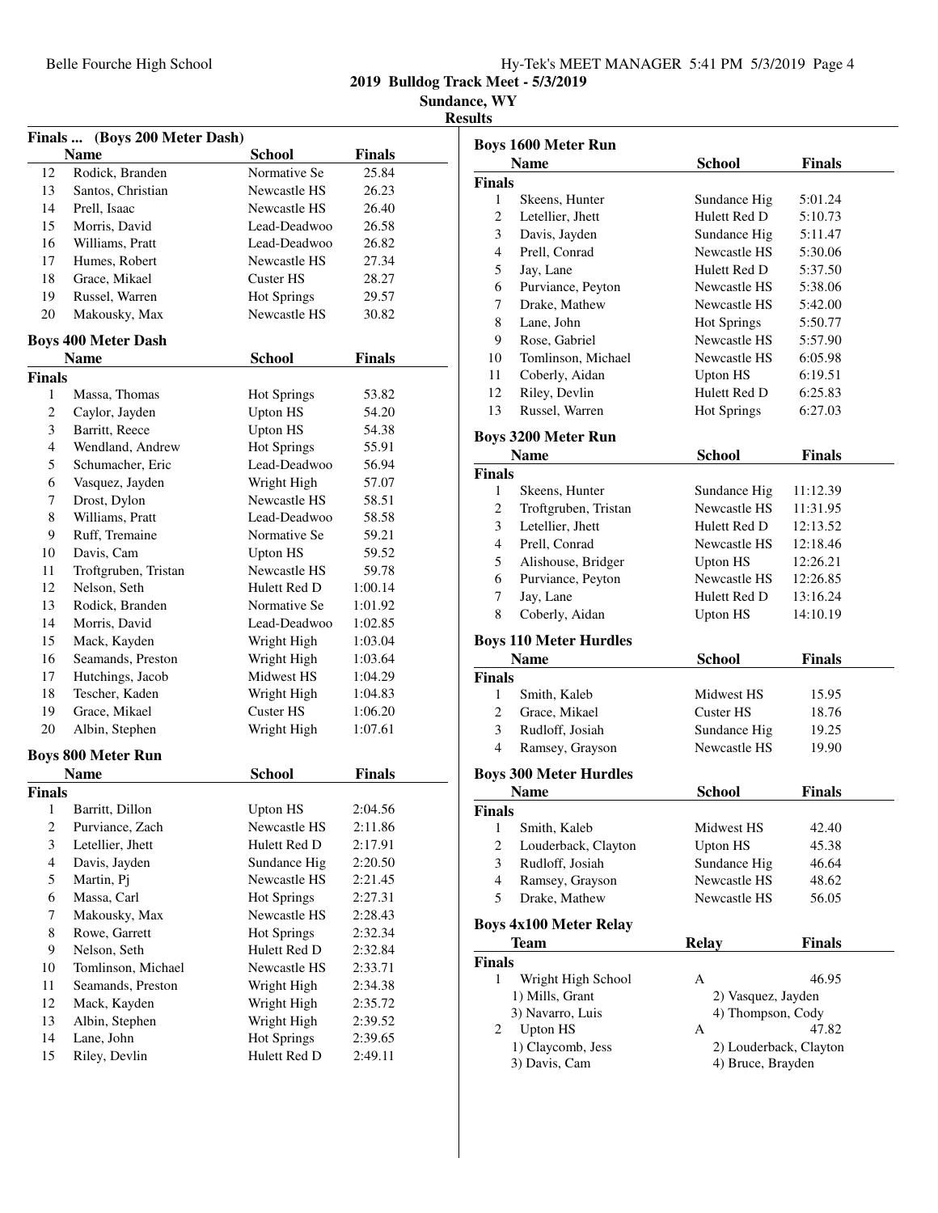## Finals ... (Boys 200 Meter Dash)

| | Name | School | Finals |
|---|---|---|---|
| 12 | Rodick, Branden | Normative Se | 25.84 |
| 13 | Santos, Christian | Newcastle HS | 26.23 |
| 14 | Prell, Isaac | Newcastle HS | 26.40 |
| 15 | Morris, David | Lead-Deadwoo | 26.58 |
| 16 | Williams, Pratt | Lead-Deadwoo | 26.82 |
| 17 | Humes, Robert | Newcastle HS | 27.34 |
| 18 | Grace, Mikael | Custer HS | 28.27 |
| 19 | Russel, Warren | Hot Springs | 29.57 |
| 20 | Makousky, Max | Newcastle HS | 30.82 |

## Boys 400 Meter Dash

| | Name | School | Finals |
|---|---|---|---|
| **Finals** | | | |
| 1 | Massa, Thomas | Hot Springs | 53.82 |
| 2 | Caylor, Jayden | Upton HS | 54.20 |
| 3 | Barritt, Reece | Upton HS | 54.38 |
| 4 | Wendland, Andrew | Hot Springs | 55.91 |
| 5 | Schumacher, Eric | Lead-Deadwoo | 56.94 |
| 6 | Vasquez, Jayden | Wright High | 57.07 |
| 7 | Drost, Dylon | Newcastle HS | 58.51 |
| 8 | Williams, Pratt | Lead-Deadwoo | 58.58 |
| 9 | Ruff, Tremaine | Normative Se | 59.21 |
| 10 | Davis, Cam | Upton HS | 59.52 |
| 11 | Troftgruben, Tristan | Newcastle HS | 59.78 |
| 12 | Nelson, Seth | Hulett Red D | 1:00.14 |
| 13 | Rodick, Branden | Normative Se | 1:01.92 |
| 14 | Morris, David | Lead-Deadwoo | 1:02.85 |
| 15 | Mack, Kayden | Wright High | 1:03.04 |
| 16 | Seamands, Preston | Wright High | 1:03.64 |
| 17 | Hutchings, Jacob | Midwest HS | 1:04.29 |
| 18 | Tescher, Kaden | Wright High | 1:04.83 |
| 19 | Grace, Mikael | Custer HS | 1:06.20 |
| 20 | Albin, Stephen | Wright High | 1:07.61 |

## Boys 800 Meter Run

| | Name | School | Finals |
|---|---|---|---|
| **Finals** | | | |
| 1 | Barritt, Dillon | Upton HS | 2:04.56 |
| 2 | Purviance, Zach | Newcastle HS | 2:11.86 |
| 3 | Letellier, Jhett | Hulett Red D | 2:17.91 |
| 4 | Davis, Jayden | Sundance Hig | 2:20.50 |
| 5 | Martin, Pj | Newcastle HS | 2:21.45 |
| 6 | Massa, Carl | Hot Springs | 2:27.31 |
| 7 | Makousky, Max | Newcastle HS | 2:28.43 |
| 8 | Rowe, Garrett | Hot Springs | 2:32.34 |
| 9 | Nelson, Seth | Hulett Red D | 2:32.84 |
| 10 | Tomlinson, Michael | Newcastle HS | 2:33.71 |
| 11 | Seamands, Preston | Wright High | 2:34.38 |
| 12 | Mack, Kayden | Wright High | 2:35.72 |
| 13 | Albin, Stephen | Wright High | 2:39.52 |
| 14 | Lane, John | Hot Springs | 2:39.65 |
| 15 | Riley, Devlin | Hulett Red D | 2:49.11 |

## Boys 1600 Meter Run

| | Name | School | Finals |
|---|---|---|---|
| **Finals** | | | |
| 1 | Skeens, Hunter | Sundance Hig | 5:01.24 |
| 2 | Letellier, Jhett | Hulett Red D | 5:10.73 |
| 3 | Davis, Jayden | Sundance Hig | 5:11.47 |
| 4 | Prell, Conrad | Newcastle HS | 5:30.06 |
| 5 | Jay, Lane | Hulett Red D | 5:37.50 |
| 6 | Purviance, Peyton | Newcastle HS | 5:38.06 |
| 7 | Drake, Mathew | Newcastle HS | 5:42.00 |
| 8 | Lane, John | Hot Springs | 5:50.77 |
| 9 | Rose, Gabriel | Newcastle HS | 5:57.90 |
| 10 | Tomlinson, Michael | Newcastle HS | 6:05.98 |
| 11 | Coberly, Aidan | Upton HS | 6:19.51 |
| 12 | Riley, Devlin | Hulett Red D | 6:25.83 |
| 13 | Russel, Warren | Hot Springs | 6:27.03 |

## Boys 3200 Meter Run

| | Name | School | Finals |
|---|---|---|---|
| **Finals** | | | |
| 1 | Skeens, Hunter | Sundance Hig | 11:12.39 |
| 2 | Troftgruben, Tristan | Newcastle HS | 11:31.95 |
| 3 | Letellier, Jhett | Hulett Red D | 12:13.52 |
| 4 | Prell, Conrad | Newcastle HS | 12:18.46 |
| 5 | Alishouse, Bridger | Upton HS | 12:26.21 |
| 6 | Purviance, Peyton | Newcastle HS | 12:26.85 |
| 7 | Jay, Lane | Hulett Red D | 13:16.24 |
| 8 | Coberly, Aidan | Upton HS | 14:10.19 |

## Boys 110 Meter Hurdles

| | Name | School | Finals |
|---|---|---|---|
| **Finals** | | | |
| 1 | Smith, Kaleb | Midwest HS | 15.95 |
| 2 | Grace, Mikael | Custer HS | 18.76 |
| 3 | Rudloff, Josiah | Sundance Hig | 19.25 |
| 4 | Ramsey, Grayson | Newcastle HS | 19.90 |

## Boys 300 Meter Hurdles

| | Name | School | Finals |
|---|---|---|---|
| **Finals** | | | |
| 1 | Smith, Kaleb | Midwest HS | 42.40 |
| 2 | Louderback, Clayton | Upton HS | 45.38 |
| 3 | Rudloff, Josiah | Sundance Hig | 46.64 |
| 4 | Ramsey, Grayson | Newcastle HS | 48.62 |
| 5 | Drake, Mathew | Newcastle HS | 56.05 |

## Boys 4x100 Meter Relay

| | Team | Relay | Finals |
|---|---|---|---|
| **Finals** | | | |
| 1 | Wright High School | A | 46.95 |
| | 1) Mills, Grant | 2) Vasquez, Jayden | |
| | 3) Navarro, Luis | 4) Thompson, Cody | |
| 2 | Upton HS | A | 47.82 |
| | 1) Claycomb, Jess | 2) Louderback, Clayton | |
| | 3) Davis, Cam | 4) Bruce, Brayden | |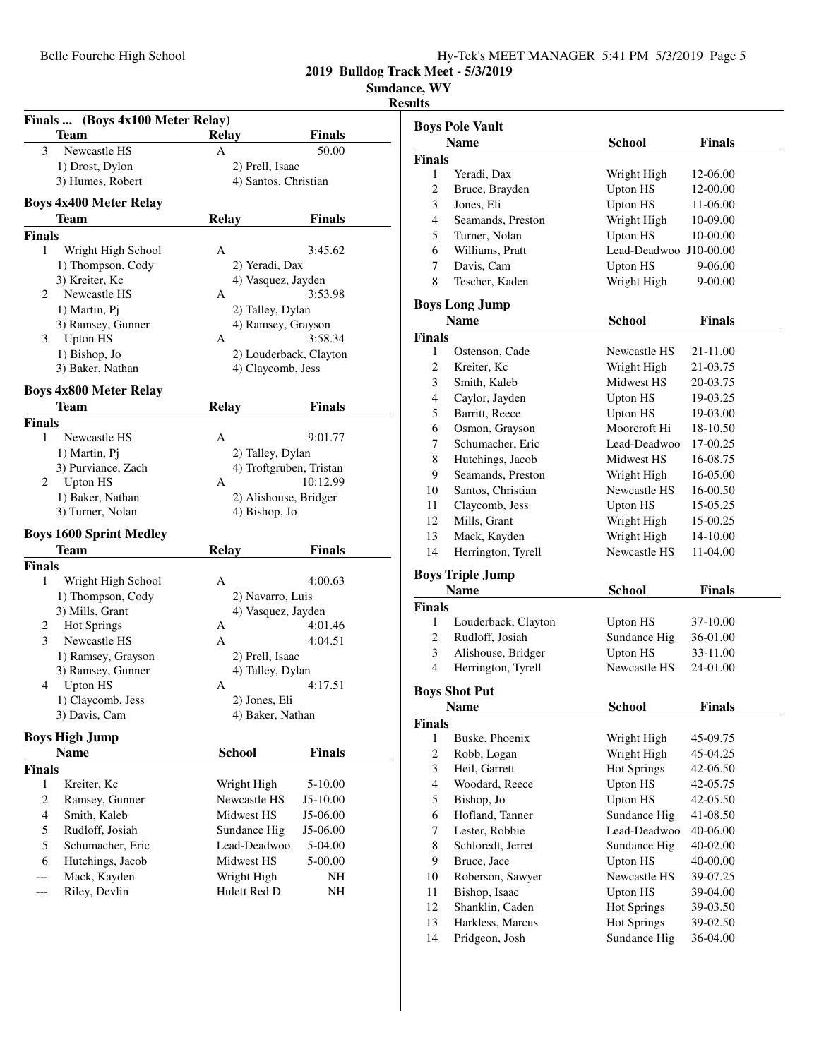## Finals ... (Boys 4x100 Meter Relay)

| | Team | Relay | Finals |
|---|---|---|---|
| 3 | Newcastle HS | A | 50.00 |
| | 1) Drost, Dylon | 2) Prell, Isaac | |
| | 3) Humes, Robert | 4) Santos, Christian | |

## Boys 4x400 Meter Relay

| | Team | Relay | Finals |
|---|---|---|---|
| **Finals** | | | |
| 1 | Wright High School | A | 3:45.62 |
| | 1) Thompson, Cody | 2) Yeradi, Dax | |
| | 3) Kreiter, Kc | 4) Vasquez, Jayden | |
| 2 | Newcastle HS | A | 3:53.98 |
| | 1) Martin, Pj | 2) Talley, Dylan | |
| | 3) Ramsey, Gunner | 4) Ramsey, Grayson | |
| 3 | Upton HS | A | 3:58.34 |
| | 1) Bishop, Jo | 2) Louderback, Clayton | |
| | 3) Baker, Nathan | 4) Claycomb, Jess | |

## Boys 4x800 Meter Relay

| | Team | Relay | Finals |
|---|---|---|---|
| **Finals** | | | |
| 1 | Newcastle HS | A | 9:01.77 |
| | 1) Martin, Pj | 2) Talley, Dylan | |
| | 3) Purviance, Zach | 4) Troftgruben, Tristan | |
| 2 | Upton HS | A | 10:12.99 |
| | 1) Baker, Nathan | 2) Alishouse, Bridger | |
| | 3) Turner, Nolan | 4) Bishop, Jo | |

## Boys 1600 Sprint Medley

| | Team | Relay | Finals |
|---|---|---|---|
| **Finals** | | | |
| 1 | Wright High School | A | 4:00.63 |
| | 1) Thompson, Cody | 2) Navarro, Luis | |
| | 3) Mills, Grant | 4) Vasquez, Jayden | |
| 2 | Hot Springs | A | 4:01.46 |
| 3 | Newcastle HS | A | 4:04.51 |
| | 1) Ramsey, Grayson | 2) Prell, Isaac | |
| | 3) Ramsey, Gunner | 4) Talley, Dylan | |
| 4 | Upton HS | A | 4:17.51 |
| | 1) Claycomb, Jess | 2) Jones, Eli | |
| | 3) Davis, Cam | 4) Baker, Nathan | |

## Boys High Jump

| | Name | School | Finals |
|---|---|---|---|
| **Finals** | | | |
| 1 | Kreiter, Kc | Wright High | 5-10.00 |
| 2 | Ramsey, Gunner | Newcastle HS | J5-10.00 |
| 4 | Smith, Kaleb | Midwest HS | J5-06.00 |
| 5 | Rudloff, Josiah | Sundance Hig | J5-06.00 |
| 5 | Schumacher, Eric | Lead-Deadwoo | 5-04.00 |
| 6 | Hutchings, Jacob | Midwest HS | 5-00.00 |
| --- | Mack, Kayden | Wright High | NH |
| --- | Riley, Devlin | Hulett Red D | NH |

## Boys Pole Vault

| | Name | School | Finals |
|---|---|---|---|
| **Finals** | | | |
| 1 | Yeradi, Dax | Wright High | 12-06.00 |
| 2 | Bruce, Brayden | Upton HS | 12-00.00 |
| 3 | Jones, Eli | Upton HS | 11-06.00 |
| 4 | Seamands, Preston | Wright High | 10-09.00 |
| 5 | Turner, Nolan | Upton HS | 10-00.00 |
| 6 | Williams, Pratt | Lead-Deadwoo | J10-00.00 |
| 7 | Davis, Cam | Upton HS | 9-06.00 |
| 8 | Tescher, Kaden | Wright High | 9-00.00 |

## Boys Long Jump

| | Name | School | Finals |
|---|---|---|---|
| **Finals** | | | |
| 1 | Ostenson, Cade | Newcastle HS | 21-11.00 |
| 2 | Kreiter, Kc | Wright High | 21-03.75 |
| 3 | Smith, Kaleb | Midwest HS | 20-03.75 |
| 4 | Caylor, Jayden | Upton HS | 19-03.25 |
| 5 | Barritt, Reece | Upton HS | 19-03.00 |
| 6 | Osmon, Grayson | Moorcroft Hi | 18-10.50 |
| 7 | Schumacher, Eric | Lead-Deadwoo | 17-00.25 |
| 8 | Hutchings, Jacob | Midwest HS | 16-08.75 |
| 9 | Seamands, Preston | Wright High | 16-05.00 |
| 10 | Santos, Christian | Newcastle HS | 16-00.50 |
| 11 | Claycomb, Jess | Upton HS | 15-05.25 |
| 12 | Mills, Grant | Wright High | 15-00.25 |
| 13 | Mack, Kayden | Wright High | 14-10.00 |
| 14 | Herrington, Tyrell | Newcastle HS | 11-04.00 |

## Boys Triple Jump

| | Name | School | Finals |
|---|---|---|---|
| **Finals** | | | |
| 1 | Louderback, Clayton | Upton HS | 37-10.00 |
| 2 | Rudloff, Josiah | Sundance Hig | 36-01.00 |
| 3 | Alishouse, Bridger | Upton HS | 33-11.00 |
| 4 | Herrington, Tyrell | Newcastle HS | 24-01.00 |

## Boys Shot Put

| | Name | School | Finals |
|---|---|---|---|
| **Finals** | | | |
| 1 | Buske, Phoenix | Wright High | 45-09.75 |
| 2 | Robb, Logan | Wright High | 45-04.25 |
| 3 | Heil, Garrett | Hot Springs | 42-06.50 |
| 4 | Woodard, Reece | Upton HS | 42-05.75 |
| 5 | Bishop, Jo | Upton HS | 42-05.50 |
| 6 | Hofland, Tanner | Sundance Hig | 41-08.50 |
| 7 | Lester, Robbie | Lead-Deadwoo | 40-06.00 |
| 8 | Schloredt, Jerret | Sundance Hig | 40-02.00 |
| 9 | Bruce, Jace | Upton HS | 40-00.00 |
| 10 | Roberson, Sawyer | Newcastle HS | 39-07.25 |
| 11 | Bishop, Isaac | Upton HS | 39-04.00 |
| 12 | Shanklin, Caden | Hot Springs | 39-03.50 |
| 13 | Harkless, Marcus | Hot Springs | 39-02.50 |
| 14 | Pridgeon, Josh | Sundance Hig | 36-04.00 |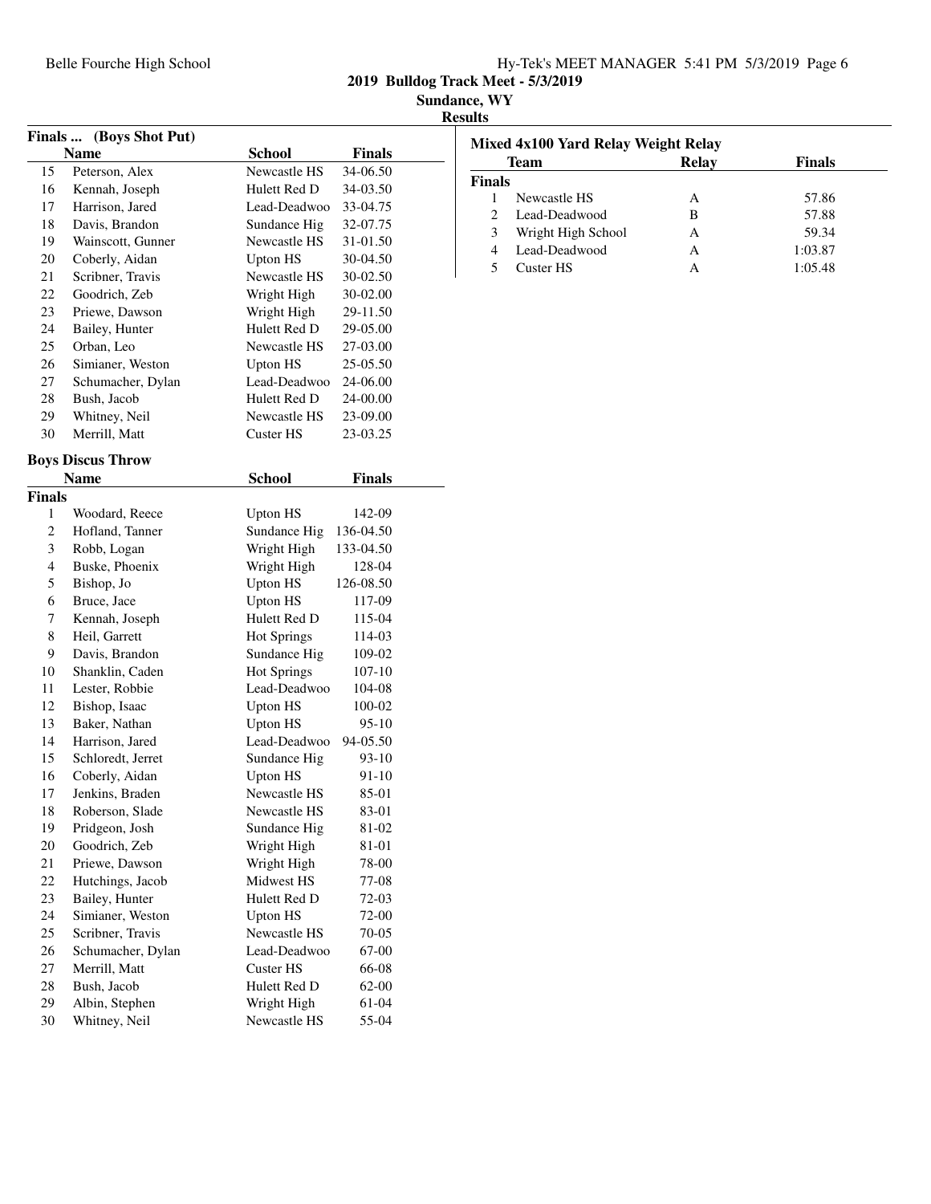## Finals ... (Boys Shot Put)

| | Name | School | Finals |
|---|---|---|---|
| 15 | Peterson, Alex | Newcastle HS | 34-06.50 |
| 16 | Kennah, Joseph | Hulett Red D | 34-03.50 |
| 17 | Harrison, Jared | Lead-Deadwoo | 33-04.75 |
| 18 | Davis, Brandon | Sundance Hig | 32-07.75 |
| 19 | Wainscott, Gunner | Newcastle HS | 31-01.50 |
| 20 | Coberly, Aidan | Upton HS | 30-04.50 |
| 21 | Scribner, Travis | Newcastle HS | 30-02.50 |
| 22 | Goodrich, Zeb | Wright High | 30-02.00 |
| 23 | Priewe, Dawson | Wright High | 29-11.50 |
| 24 | Bailey, Hunter | Hulett Red D | 29-05.00 |
| 25 | Orban, Leo | Newcastle HS | 27-03.00 |
| 26 | Simianer, Weston | Upton HS | 25-05.50 |
| 27 | Schumacher, Dylan | Lead-Deadwoo | 24-06.00 |
| 28 | Bush, Jacob | Hulett Red D | 24-00.00 |
| 29 | Whitney, Neil | Newcastle HS | 23-09.00 |
| 30 | Merrill, Matt | Custer HS | 23-03.25 |

## Boys Discus Throw

**Finals**

| | Name | School | Finals |
|---|---|---|---|
| 1 | Woodard, Reece | Upton HS | 142-09 |
| 2 | Hofland, Tanner | Sundance Hig | 136-04.50 |
| 3 | Robb, Logan | Wright High | 133-04.50 |
| 4 | Buske, Phoenix | Wright High | 128-04 |
| 5 | Bishop, Jo | Upton HS | 126-08.50 |
| 6 | Bruce, Jace | Upton HS | 117-09 |
| 7 | Kennah, Joseph | Hulett Red D | 115-04 |
| 8 | Heil, Garrett | Hot Springs | 114-03 |
| 9 | Davis, Brandon | Sundance Hig | 109-02 |
| 10 | Shanklin, Caden | Hot Springs | 107-10 |
| 11 | Lester, Robbie | Lead-Deadwoo | 104-08 |
| 12 | Bishop, Isaac | Upton HS | 100-02 |
| 13 | Baker, Nathan | Upton HS | 95-10 |
| 14 | Harrison, Jared | Lead-Deadwoo | 94-05.50 |
| 15 | Schloredt, Jerret | Sundance Hig | 93-10 |
| 16 | Coberly, Aidan | Upton HS | 91-10 |
| 17 | Jenkins, Braden | Newcastle HS | 85-01 |
| 18 | Roberson, Slade | Newcastle HS | 83-01 |
| 19 | Pridgeon, Josh | Sundance Hig | 81-02 |
| 20 | Goodrich, Zeb | Wright High | 81-01 |
| 21 | Priewe, Dawson | Wright High | 78-00 |
| 22 | Hutchings, Jacob | Midwest HS | 77-08 |
| 23 | Bailey, Hunter | Hulett Red D | 72-03 |
| 24 | Simianer, Weston | Upton HS | 72-00 |
| 25 | Scribner, Travis | Newcastle HS | 70-05 |
| 26 | Schumacher, Dylan | Lead-Deadwoo | 67-00 |
| 27 | Merrill, Matt | Custer HS | 66-08 |
| 28 | Bush, Jacob | Hulett Red D | 62-00 |
| 29 | Albin, Stephen | Wright High | 61-04 |
| 30 | Whitney, Neil | Newcastle HS | 55-04 |

## Mixed 4x100 Yard Relay Weight Relay

**Finals**

| | Team | Relay | Finals |
|---|---|---|---|
| 1 | Newcastle HS | A | 57.86 |
| 2 | Lead-Deadwood | B | 57.88 |
| 3 | Wright High School | A | 59.34 |
| 4 | Lead-Deadwood | A | 1:03.87 |
| 5 | Custer HS | A | 1:05.48 |